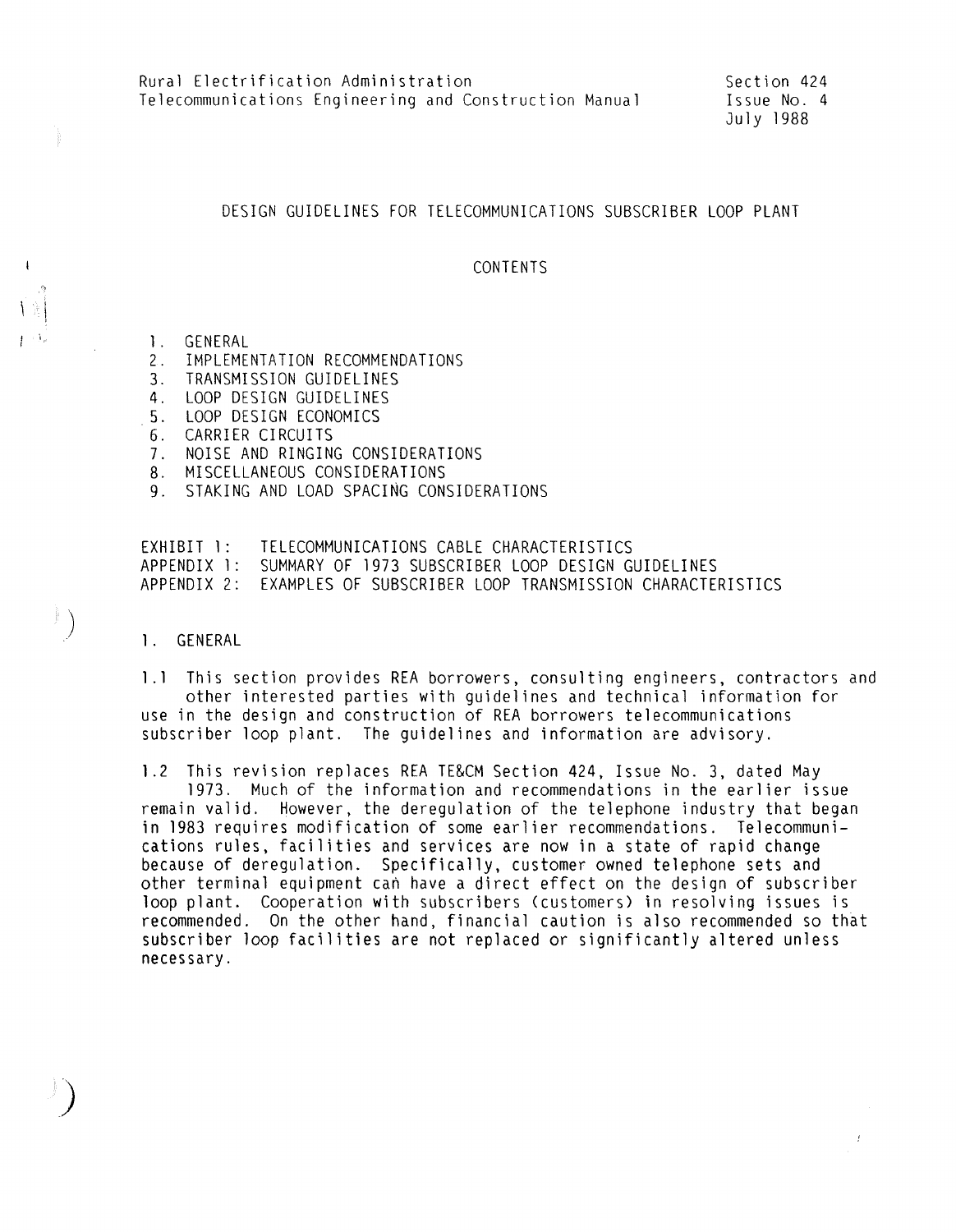Rural Electrification Administration
Telecommunications Engineering and Construction Manual

Section 424
Issue No. 4
July 1988

# DESIGN GUIDELINES FOR TELECOMMUNICATIONS SUBSCRIBER LOOP PLANT

## CONTENTS

1. GENERAL
2. IMPLEMENTATION RECOMMENDATIONS
3. TRANSMISSION GUIDELINES
4. LOOP DESIGN GUIDELINES
5. LOOP DESIGN ECONOMICS
6. CARRIER CIRCUITS
7. NOISE AND RINGING CONSIDERATIONS
8. MISCELLANEOUS CONSIDERATIONS
9. STAKING AND LOAD SPACING CONSIDERATIONS

EXHIBIT 1: TELECOMMUNICATIONS CABLE CHARACTERISTICS
APPENDIX 1: SUMMARY OF 1973 SUBSCRIBER LOOP DESIGN GUIDELINES
APPENDIX 2: EXAMPLES OF SUBSCRIBER LOOP TRANSMISSION CHARACTERISTICS

## 1. GENERAL

1.1 This section provides REA borrowers, consulting engineers, contractors and other interested parties with guidelines and technical information for use in the design and construction of REA borrowers telecommunications subscriber loop plant. The guidelines and information are advisory.

1.2 This revision replaces REA TE&CM Section 424, Issue No. 3, dated May 1973. Much of the information and recommendations in the earlier issue remain valid. However, the deregulation of the telephone industry that began in 1983 requires modification of some earlier recommendations. Telecommunications rules, facilities and services are now in a state of rapid change because of deregulation. Specifically, customer owned telephone sets and other terminal equipment can have a direct effect on the design of subscriber loop plant. Cooperation with subscribers (customers) in resolving issues is recommended. On the other hand, financial caution is also recommended so that subscriber loop facilities are not replaced or significantly altered unless necessary.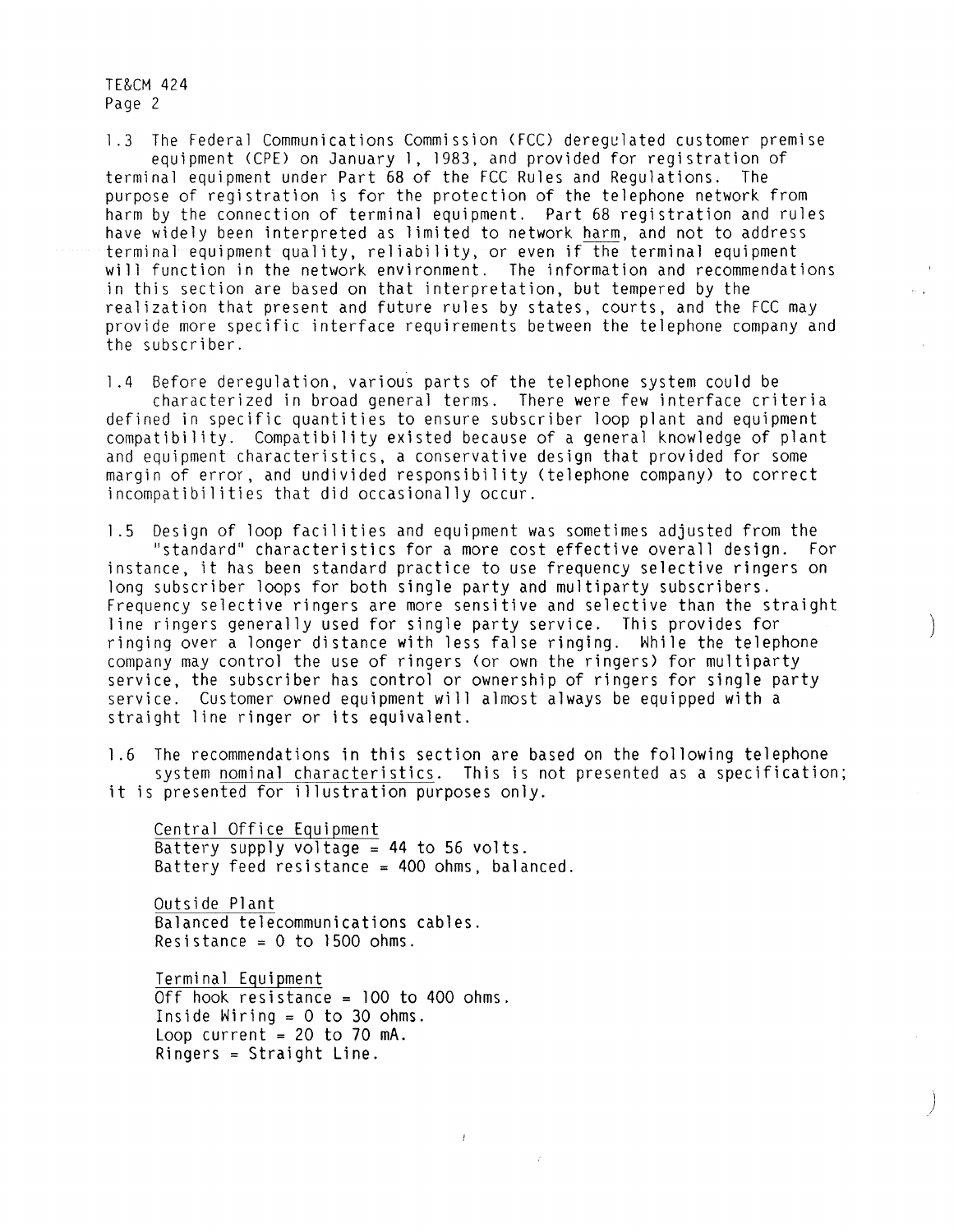1.3 The Federal Communications Commission (FCC) deregulated customer premise equipment (CPE) on January 1, 1983, and provided for registration of terminal equipment under Part 68 of the FCC Rules and Regulations. The purpose of registration is for the protection of the telephone network from harm by the connection of terminal equipment. Part 68 registration and rules have widely been interpreted as limited to network <u>harm</u>, and not to address terminal equipment quality, reliability, or even if the terminal equipment will function in the network environment. The information and recommendations in this section are based on that interpretation, but tempered by the realization that present and future rules by states, courts, and the FCC may provide more specific interface requirements between the telephone company and the subscriber.

1.4 Before deregulation, various parts of the telephone system could be characterized in broad general terms. There were few interface criteria defined in specific quantities to ensure subscriber loop plant and equipment compatibility. Compatibility existed because of a general knowledge of plant and equipment characteristics, a conservative design that provided for some margin of error, and undivided responsibility (telephone company) to correct incompatibilities that did occasionally occur.

1.5 Design of loop facilities and equipment was sometimes adjusted from the "standard" characteristics for a more cost effective overall design. For instance, it has been standard practice to use frequency selective ringers on long subscriber loops for both single party and multiparty subscribers. Frequency selective ringers are more sensitive and selective than the straight line ringers generally used for single party service. This provides for ringing over a longer distance with less false ringing. While the telephone company may control the use of ringers (or own the ringers) for multiparty service, the subscriber has control or ownership of ringers for single party service. Customer owned equipment will almost always be equipped with a straight line ringer or its equivalent.

1.6 The recommendations in this section are based on the following telephone system <u>nominal characteristics</u>. This is not presented as a specification; it is presented for illustration purposes only.

<u>Central Office Equipment</u>
Battery supply voltage = 44 to 56 volts.
Battery feed resistance = 400 ohms, balanced.

<u>Outside Plant</u>
Balanced telecommunications cables.
Resistance = 0 to 1500 ohms.

<u>Terminal Equipment</u>
Off hook resistance = 100 to 400 ohms.
Inside Wiring = 0 to 30 ohms.
Loop current = 20 to 70 mA.
Ringers = Straight Line.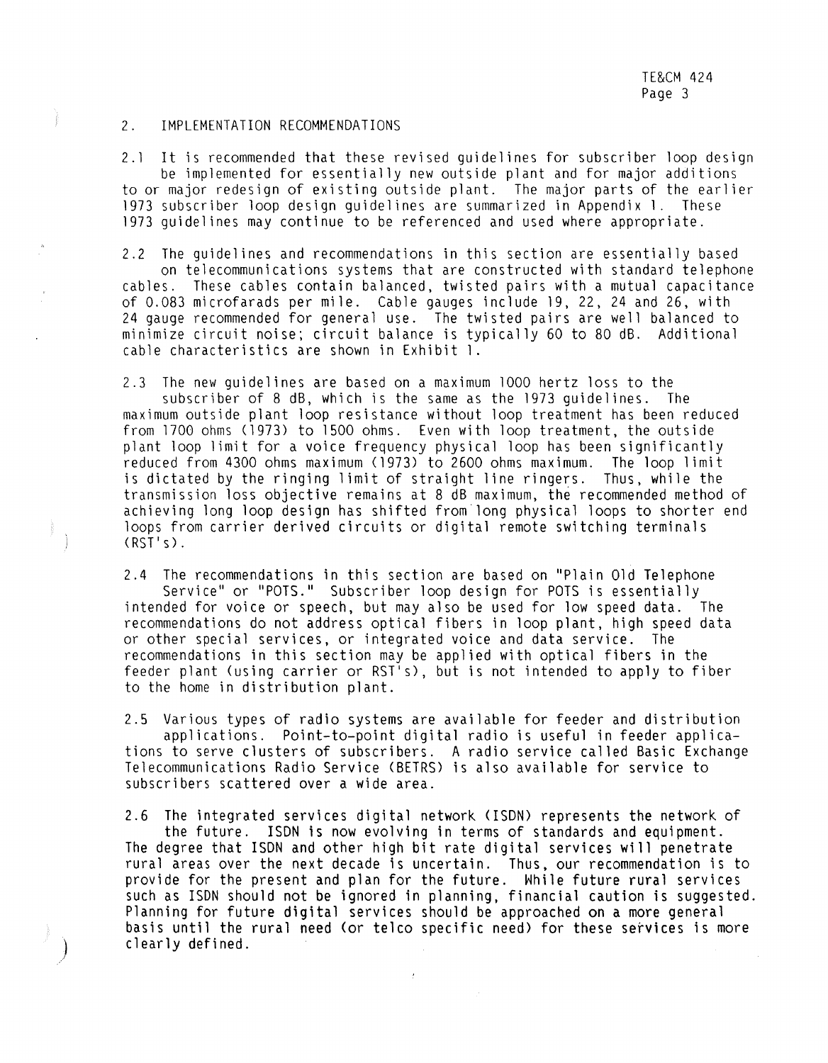## 2. IMPLEMENTATION RECOMMENDATIONS

2.1 It is recommended that these revised guidelines for subscriber loop design be implemented for essentially new outside plant and for major additions to or major redesign of existing outside plant. The major parts of the earlier 1973 subscriber loop design guidelines are summarized in Appendix 1. These 1973 guidelines may continue to be referenced and used where appropriate.

2.2 The guidelines and recommendations in this section are essentially based on telecommunications systems that are constructed with standard telephone cables. These cables contain balanced, twisted pairs with a mutual capacitance of 0.083 microfarads per mile. Cable gauges include 19, 22, 24 and 26, with 24 gauge recommended for general use. The twisted pairs are well balanced to minimize circuit noise; circuit balance is typically 60 to 80 dB. Additional cable characteristics are shown in Exhibit 1.

2.3 The new guidelines are based on a maximum 1000 hertz loss to the subscriber of 8 dB, which is the same as the 1973 guidelines. The maximum outside plant loop resistance without loop treatment has been reduced from 1700 ohms (1973) to 1500 ohms. Even with loop treatment, the outside plant loop limit for a voice frequency physical loop has been significantly reduced from 4300 ohms maximum (1973) to 2600 ohms maximum. The loop limit is dictated by the ringing limit of straight line ringers. Thus, while the transmission loss objective remains at 8 dB maximum, the recommended method of achieving long loop design has shifted from long physical loops to shorter end loops from carrier derived circuits or digital remote switching terminals (RST's).

2.4 The recommendations in this section are based on "Plain Old Telephone Service" or "POTS." Subscriber loop design for POTS is essentially intended for voice or speech, but may also be used for low speed data. The recommendations do not address optical fibers in loop plant, high speed data or other special services, or integrated voice and data service. The recommendations in this section may be applied with optical fibers in the feeder plant (using carrier or RST's), but is not intended to apply to fiber to the home in distribution plant.

2.5 Various types of radio systems are available for feeder and distribution applications. Point-to-point digital radio is useful in feeder applications to serve clusters of subscribers. A radio service called Basic Exchange Telecommunications Radio Service (BETRS) is also available for service to subscribers scattered over a wide area.

2.6 The integrated services digital network (ISDN) represents the network of the future. ISDN is now evolving in terms of standards and equipment. The degree that ISDN and other high bit rate digital services will penetrate rural areas over the next decade is uncertain. Thus, our recommendation is to provide for the present and plan for the future. While future rural services such as ISDN should not be ignored in planning, financial caution is suggested. Planning for future digital services should be approached on a more general basis until the rural need (or telco specific need) for these services is more clearly defined.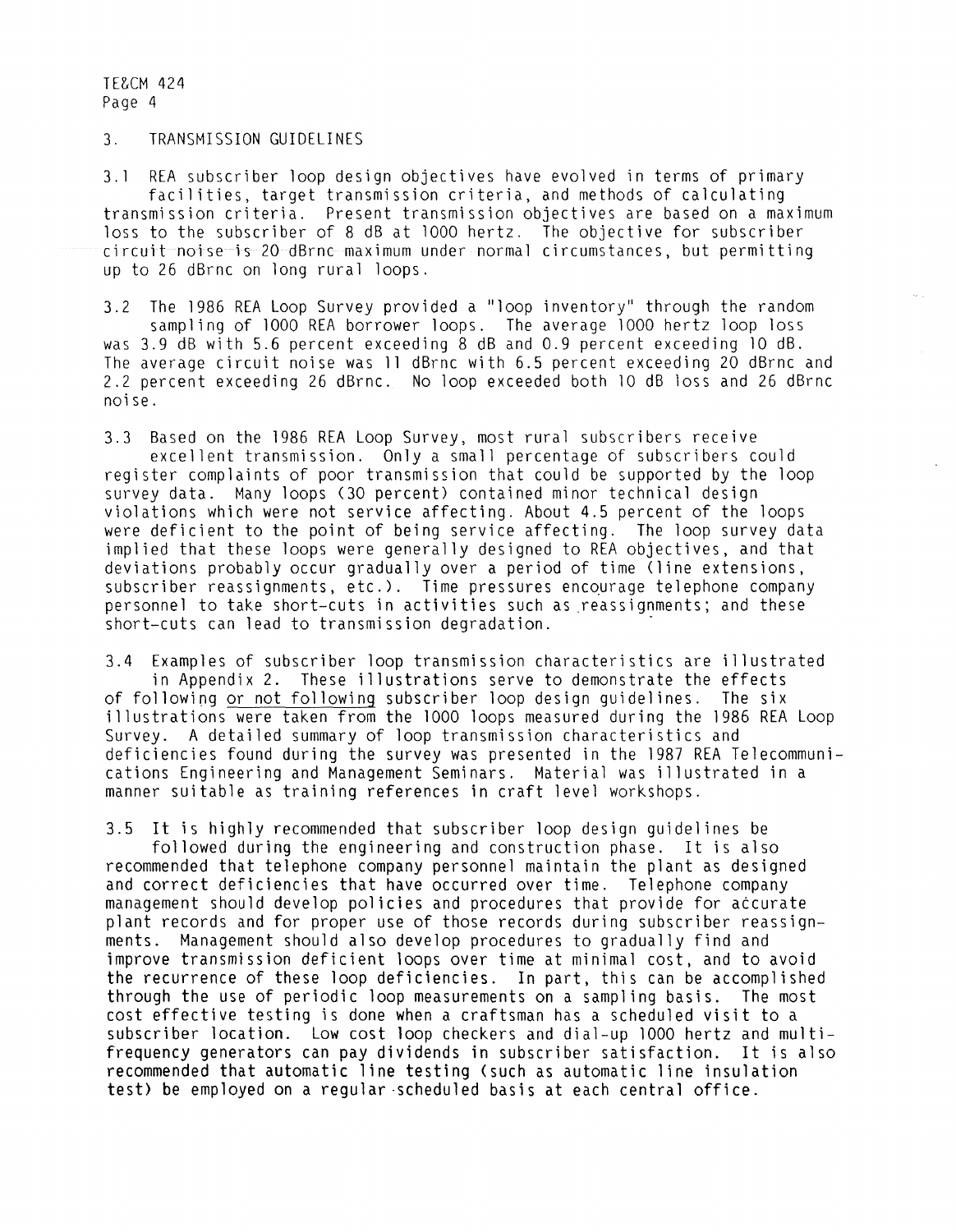## 3. TRANSMISSION GUIDELINES

3.1 REA subscriber loop design objectives have evolved in terms of primary facilities, target transmission criteria, and methods of calculating transmission criteria. Present transmission objectives are based on a maximum loss to the subscriber of 8 dB at 1000 hertz. The objective for subscriber circuit noise is 20 dBrnc maximum under normal circumstances, but permitting up to 26 dBrnc on long rural loops.

3.2 The 1986 REA Loop Survey provided a "loop inventory" through the random sampling of 1000 REA borrower loops. The average 1000 hertz loop loss was 3.9 dB with 5.6 percent exceeding 8 dB and 0.9 percent exceeding 10 dB. The average circuit noise was 11 dBrnc with 6.5 percent exceeding 20 dBrnc and 2.2 percent exceeding 26 dBrnc. No loop exceeded both 10 dB loss and 26 dBrnc noise.

3.3 Based on the 1986 REA Loop Survey, most rural subscribers receive excellent transmission. Only a small percentage of subscribers could register complaints of poor transmission that could be supported by the loop survey data. Many loops (30 percent) contained minor technical design violations which were not service affecting. About 4.5 percent of the loops were deficient to the point of being service affecting. The loop survey data implied that these loops were generally designed to REA objectives, and that deviations probably occur gradually over a period of time (line extensions, subscriber reassignments, etc.). Time pressures encourage telephone company personnel to take short-cuts in activities such as reassignments; and these short-cuts can lead to transmission degradation.

3.4 Examples of subscriber loop transmission characteristics are illustrated in Appendix 2. These illustrations serve to demonstrate the effects of following <u>or not following</u> subscriber loop design guidelines. The six illustrations were taken from the 1000 loops measured during the 1986 REA Loop Survey. A detailed summary of loop transmission characteristics and deficiencies found during the survey was presented in the 1987 REA Telecommunications Engineering and Management Seminars. Material was illustrated in a manner suitable as training references in craft level workshops.

3.5 It is highly recommended that subscriber loop design guidelines be followed during the engineering and construction phase. It is also recommended that telephone company personnel maintain the plant as designed and correct deficiencies that have occurred over time. Telephone company management should develop policies and procedures that provide for accurate plant records and for proper use of those records during subscriber reassignments. Management should also develop procedures to gradually find and improve transmission deficient loops over time at minimal cost, and to avoid the recurrence of these loop deficiencies. In part, this can be accomplished through the use of periodic loop measurements on a sampling basis. The most cost effective testing is done when a craftsman has a scheduled visit to a subscriber location. Low cost loop checkers and dial-up 1000 hertz and multi-frequency generators can pay dividends in subscriber satisfaction. It is also recommended that automatic line testing (such as automatic line insulation test) be employed on a regular scheduled basis at each central office.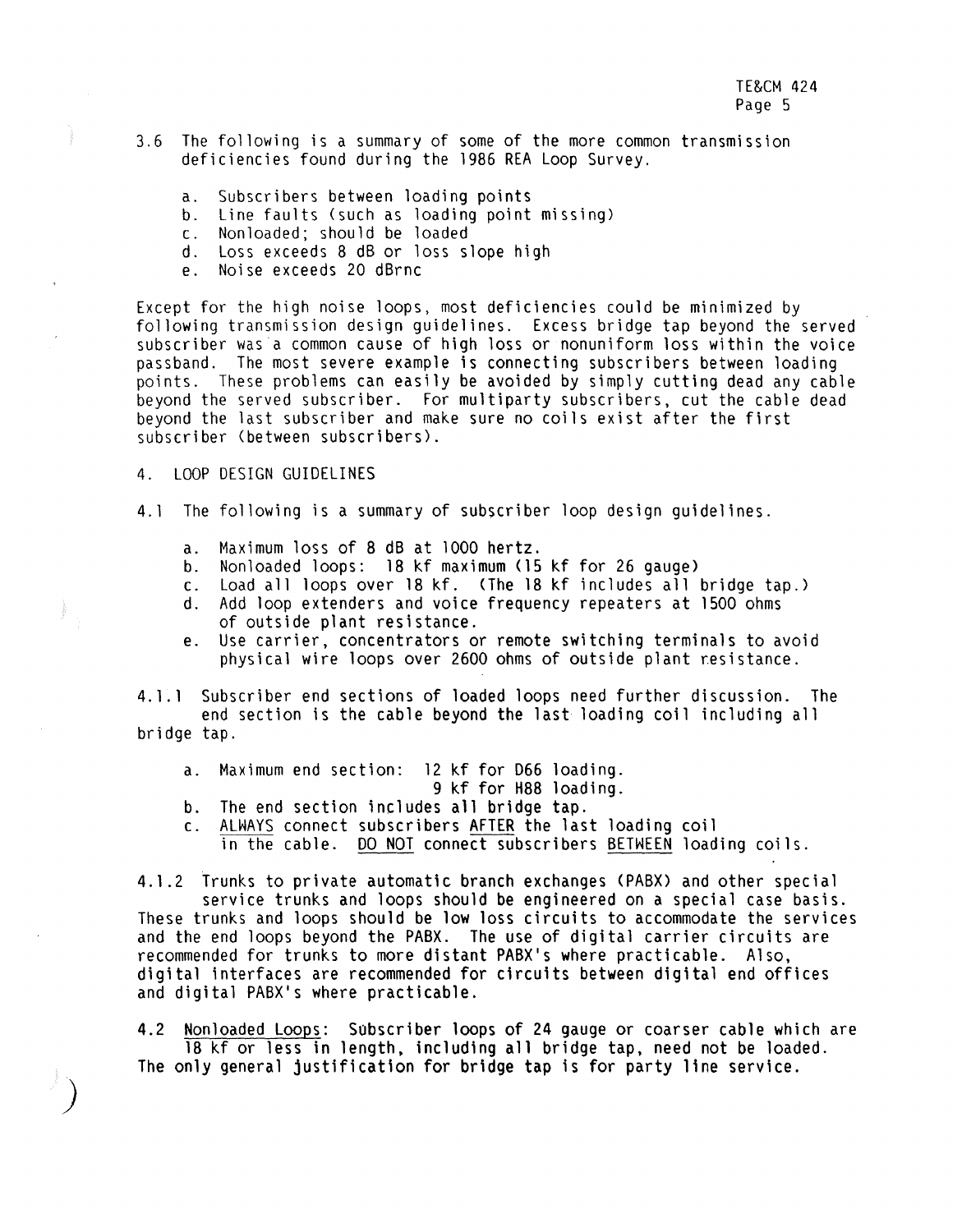3.6 The following is a summary of some of the more common transmission deficiencies found during the 1986 REA Loop Survey.

a. Subscribers between loading points
b. Line faults (such as loading point missing)
c. Nonloaded; should be loaded
d. Loss exceeds 8 dB or loss slope high
e. Noise exceeds 20 dBrnc

Except for the high noise loops, most deficiencies could be minimized by following transmission design guidelines. Excess bridge tap beyond the served subscriber was a common cause of high loss or nonuniform loss within the voice passband. The most severe example is connecting subscribers between loading points. These problems can easily be avoided by simply cutting dead any cable beyond the served subscriber. For multiparty subscribers, cut the cable dead beyond the last subscriber and make sure no coils exist after the first subscriber (between subscribers).

## 4. LOOP DESIGN GUIDELINES

4.1 The following is a summary of subscriber loop design guidelines.

a. Maximum loss of 8 dB at 1000 hertz.
b. Nonloaded loops: 18 kf maximum (15 kf for 26 gauge)
c. Load all loops over 18 kf. (The 18 kf includes all bridge tap.)
d. Add loop extenders and voice frequency repeaters at 1500 ohms of outside plant resistance.
e. Use carrier, concentrators or remote switching terminals to avoid physical wire loops over 2600 ohms of outside plant resistance.

4.1.1 Subscriber end sections of loaded loops need further discussion. The end section is the cable beyond the last loading coil including all bridge tap.

a. Maximum end section: 12 kf for D66 loading.
   9 kf for H88 loading.
b. The end section includes all bridge tap.
c. <u>ALWAYS</u> connect subscribers <u>AFTER</u> the last loading coil in the cable. <u>DO NOT</u> connect subscribers <u>BETWEEN</u> loading coils.

4.1.2 Trunks to private automatic branch exchanges (PABX) and other special service trunks and loops should be engineered on a special case basis. These trunks and loops should be low loss circuits to accommodate the services and the end loops beyond the PABX. The use of digital carrier circuits are recommended for trunks to more distant PABX's where practicable. Also, digital interfaces are recommended for circuits between digital end offices and digital PABX's where practicable.

4.2 <u>Nonloaded Loops</u>: Subscriber loops of 24 gauge or coarser cable which are 18 kf or less in length, including all bridge tap, need not be loaded. The only general justification for bridge tap is for party line service.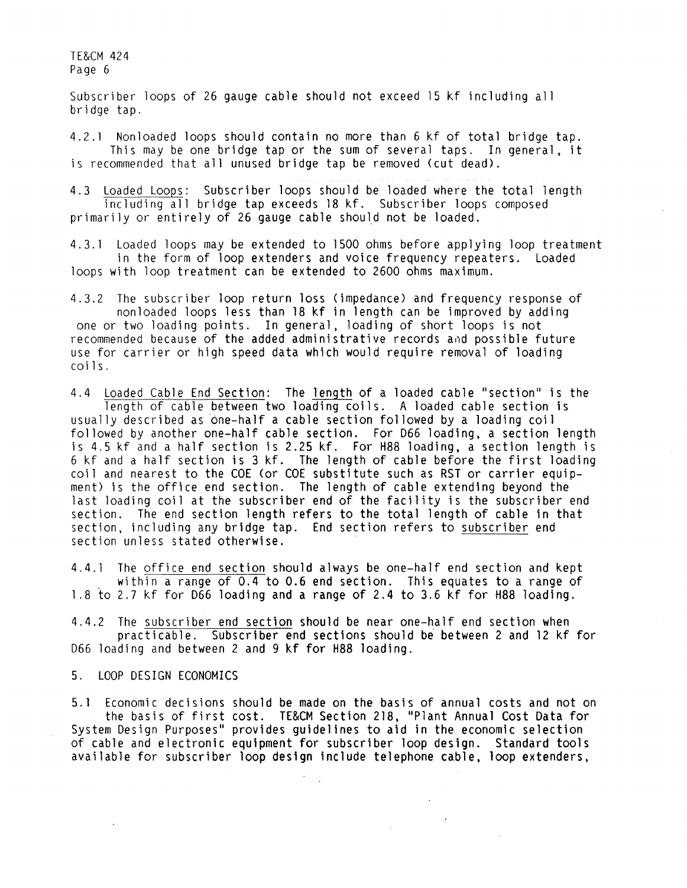Subscriber loops of 26 gauge cable should not exceed 15 kf including all bridge tap.

4.2.1 Nonloaded loops should contain no more than 6 kf of total bridge tap. This may be one bridge tap or the sum of several taps. In general, it is recommended that all unused bridge tap be removed (cut dead).

4.3 Loaded Loops: Subscriber loops should be loaded where the total length including all bridge tap exceeds 18 kf. Subscriber loops composed primarily or entirely of 26 gauge cable should not be loaded.

4.3.1 Loaded loops may be extended to 1500 ohms before applying loop treatment in the form of loop extenders and voice frequency repeaters. Loaded loops with loop treatment can be extended to 2600 ohms maximum.

4.3.2 The subscriber loop return loss (impedance) and frequency response of nonloaded loops less than 18 kf in length can be improved by adding one or two loading points. In general, loading of short loops is not recommended because of the added administrative records and possible future use for carrier or high speed data which would require removal of loading coils.

4.4 Loaded Cable End Section: The length of a loaded cable "section" is the length of cable between two loading coils. A loaded cable section is usually described as one-half a cable section followed by a loading coil followed by another one-half cable section. For D66 loading, a section length is 4.5 kf and a half section is 2.25 kf. For H88 loading, a section length is 6 kf and a half section is 3 kf. The length of cable before the first loading coil and nearest to the COE (or COE substitute such as RST or carrier equipment) is the office end section. The length of cable extending beyond the last loading coil at the subscriber end of the facility is the subscriber end section. The end section length refers to the total length of cable in that section, including any bridge tap. End section refers to subscriber end section unless stated otherwise.

4.4.1 The office end section should always be one-half end section and kept within a range of 0.4 to 0.6 end section. This equates to a range of 1.8 to 2.7 kf for D66 loading and a range of 2.4 to 3.6 kf for H88 loading.

4.4.2 The subscriber end section should be near one-half end section when practicable. Subscriber end sections should be between 2 and 12 kf for D66 loading and between 2 and 9 kf for H88 loading.

## 5. LOOP DESIGN ECONOMICS

5.1 Economic decisions should be made on the basis of annual costs and not on the basis of first cost. TE&CM Section 218, "Plant Annual Cost Data for System Design Purposes" provides guidelines to aid in the economic selection of cable and electronic equipment for subscriber loop design. Standard tools available for subscriber loop design include telephone cable, loop extenders,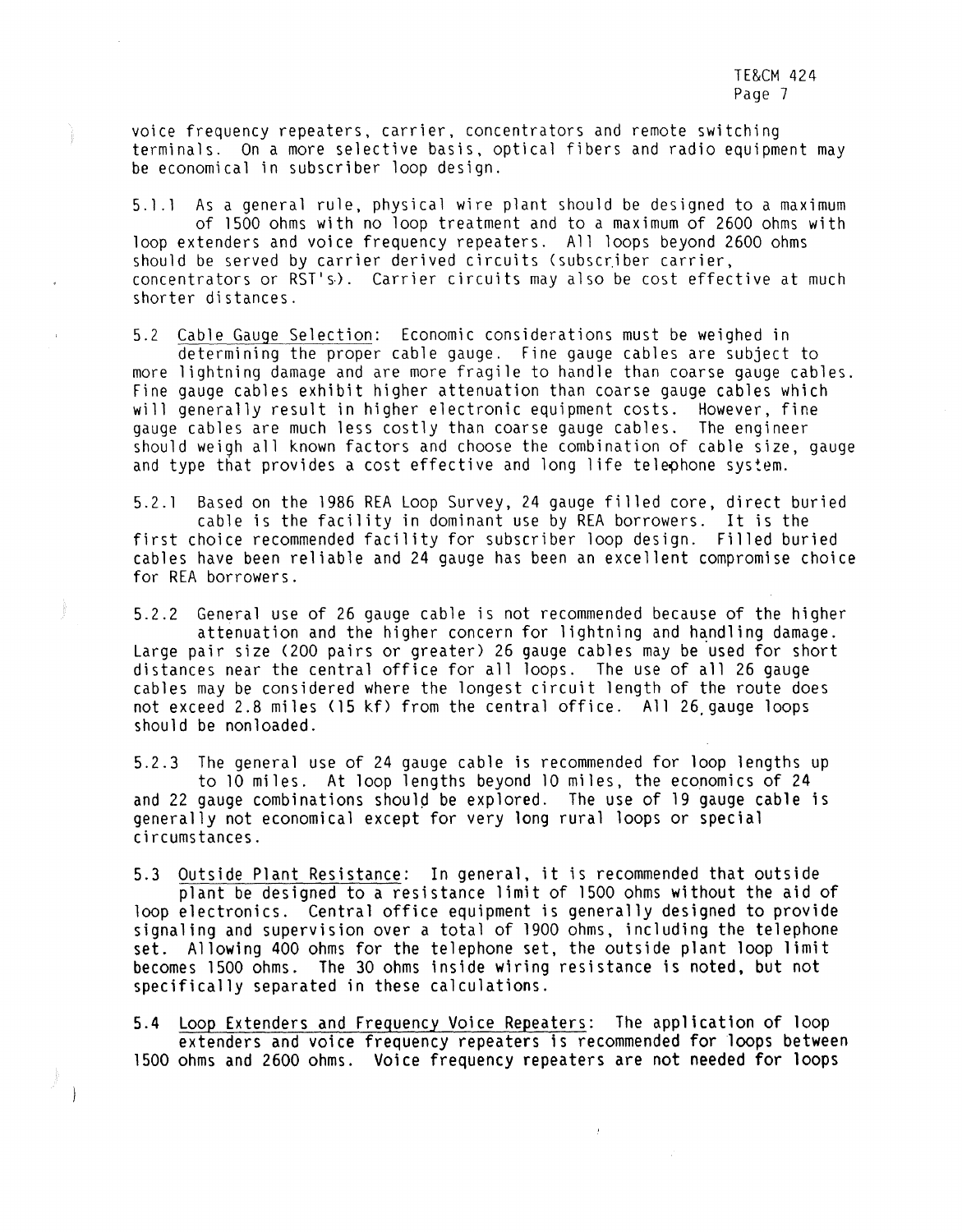voice frequency repeaters, carrier, concentrators and remote switching terminals. On a more selective basis, optical fibers and radio equipment may be economical in subscriber loop design.

5.1.1 As a general rule, physical wire plant should be designed to a maximum of 1500 ohms with no loop treatment and to a maximum of 2600 ohms with loop extenders and voice frequency repeaters. All loops beyond 2600 ohms should be served by carrier derived circuits (subscriber carrier, concentrators or RST's). Carrier circuits may also be cost effective at much shorter distances.

5.2 Cable Gauge Selection: Economic considerations must be weighed in determining the proper cable gauge. Fine gauge cables are subject to more lightning damage and are more fragile to handle than coarse gauge cables. Fine gauge cables exhibit higher attenuation than coarse gauge cables which will generally result in higher electronic equipment costs. However, fine gauge cables are much less costly than coarse gauge cables. The engineer should weigh all known factors and choose the combination of cable size, gauge and type that provides a cost effective and long life telephone system.

5.2.1 Based on the 1986 REA Loop Survey, 24 gauge filled core, direct buried cable is the facility in dominant use by REA borrowers. It is the first choice recommended facility for subscriber loop design. Filled buried cables have been reliable and 24 gauge has been an excellent compromise choice for REA borrowers.

5.2.2 General use of 26 gauge cable is not recommended because of the higher attenuation and the higher concern for lightning and handling damage. Large pair size (200 pairs or greater) 26 gauge cables may be used for short distances near the central office for all loops. The use of all 26 gauge cables may be considered where the longest circuit length of the route does not exceed 2.8 miles (15 kf) from the central office. All 26 gauge loops should be nonloaded.

5.2.3 The general use of 24 gauge cable is recommended for loop lengths up to 10 miles. At loop lengths beyond 10 miles, the economics of 24 and 22 gauge combinations should be explored. The use of 19 gauge cable is generally not economical except for very long rural loops or special circumstances.

5.3 Outside Plant Resistance: In general, it is recommended that outside plant be designed to a resistance limit of 1500 ohms without the aid of loop electronics. Central office equipment is generally designed to provide signaling and supervision over a total of 1900 ohms, including the telephone set. Allowing 400 ohms for the telephone set, the outside plant loop limit becomes 1500 ohms. The 30 ohms inside wiring resistance is noted, but not specifically separated in these calculations.

5.4 Loop Extenders and Frequency Voice Repeaters: The application of loop extenders and voice frequency repeaters is recommended for loops between 1500 ohms and 2600 ohms. Voice frequency repeaters are not needed for loops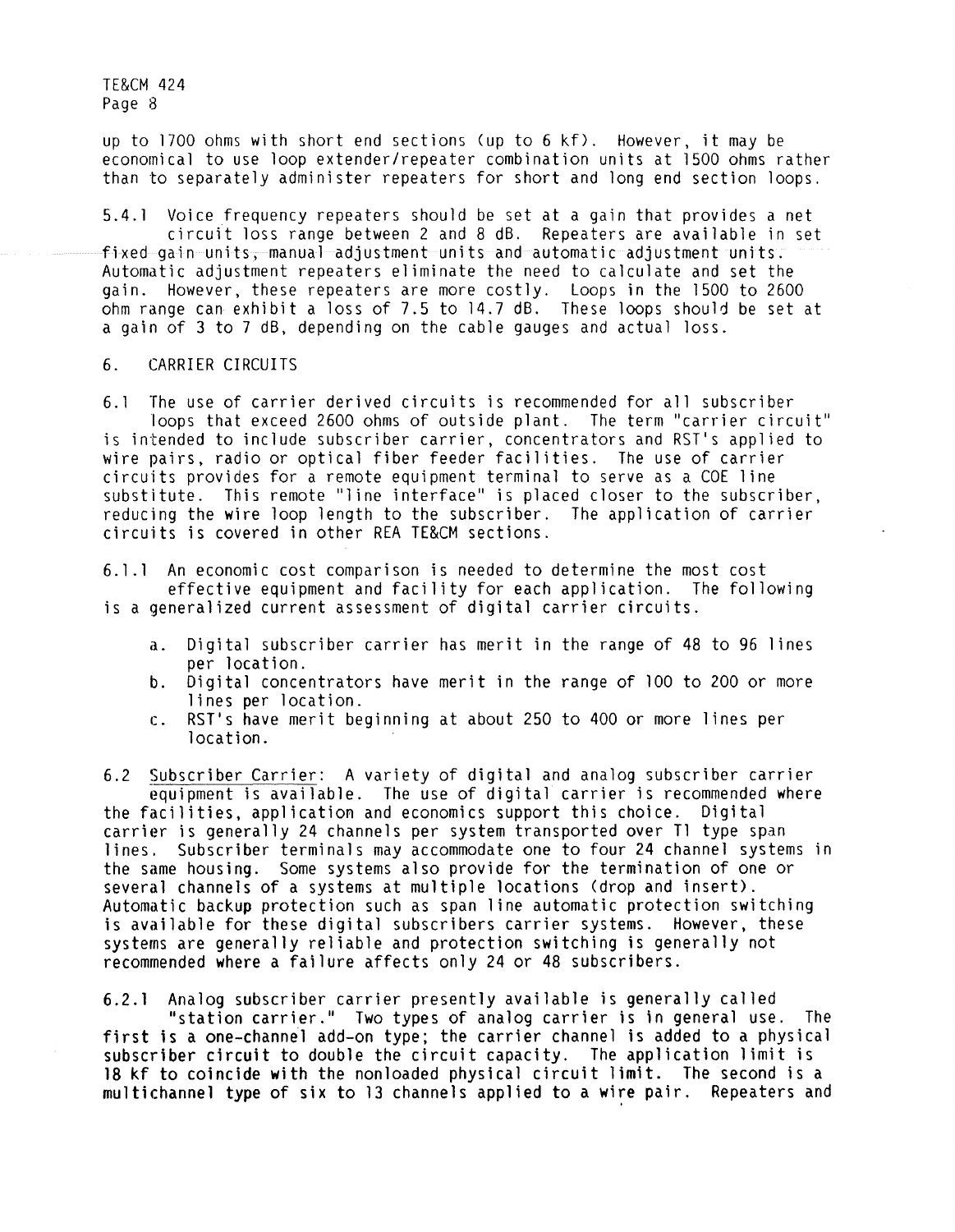up to 1700 ohms with short end sections (up to 6 kf). However, it may be economical to use loop extender/repeater combination units at 1500 ohms rather than to separately administer repeaters for short and long end section loops.

5.4.1 Voice frequency repeaters should be set at a gain that provides a net circuit loss range between 2 and 8 dB. Repeaters are available in set fixed gain units, manual adjustment units and automatic adjustment units. Automatic adjustment repeaters eliminate the need to calculate and set the gain. However, these repeaters are more costly. Loops in the 1500 to 2600 ohm range can exhibit a loss of 7.5 to 14.7 dB. These loops should be set at a gain of 3 to 7 dB, depending on the cable gauges and actual loss.

## 6. CARRIER CIRCUITS

6.1 The use of carrier derived circuits is recommended for all subscriber loops that exceed 2600 ohms of outside plant. The term "carrier circuit" is intended to include subscriber carrier, concentrators and RST's applied to wire pairs, radio or optical fiber feeder facilities. The use of carrier circuits provides for a remote equipment terminal to serve as a COE line substitute. This remote "line interface" is placed closer to the subscriber, reducing the wire loop length to the subscriber. The application of carrier circuits is covered in other REA TE&CM sections.

6.1.1 An economic cost comparison is needed to determine the most cost effective equipment and facility for each application. The following is a generalized current assessment of digital carrier circuits.

a. Digital subscriber carrier has merit in the range of 48 to 96 lines per location.

b. Digital concentrators have merit in the range of 100 to 200 or more lines per location.

c. RST's have merit beginning at about 250 to 400 or more lines per location.

6.2 Subscriber Carrier: A variety of digital and analog subscriber carrier equipment is available. The use of digital carrier is recommended where the facilities, application and economics support this choice. Digital carrier is generally 24 channels per system transported over T1 type span lines. Subscriber terminals may accommodate one to four 24 channel systems in the same housing. Some systems also provide for the termination of one or several channels of a systems at multiple locations (drop and insert). Automatic backup protection such as span line automatic protection switching is available for these digital subscribers carrier systems. However, these systems are generally reliable and protection switching is generally not recommended where a failure affects only 24 or 48 subscribers.

6.2.1 Analog subscriber carrier presently available is generally called "station carrier." Two types of analog carrier is in general use. The first is a one-channel add-on type; the carrier channel is added to a physical subscriber circuit to double the circuit capacity. The application limit is 18 kf to coincide with the nonloaded physical circuit limit. The second is a multichannel type of six to 13 channels applied to a wire pair. Repeaters and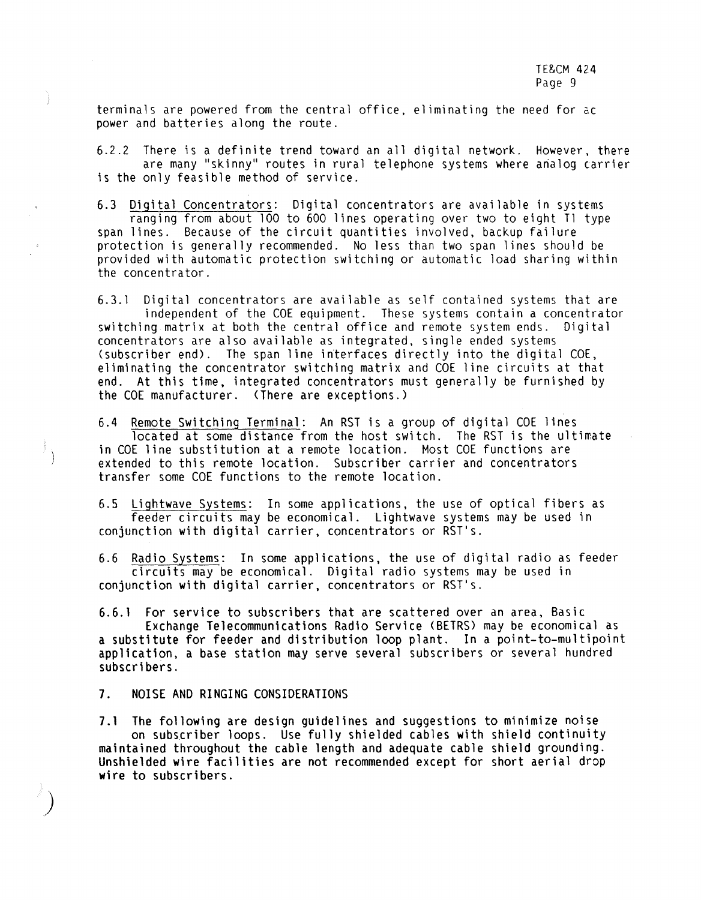terminals are powered from the central office, eliminating the need for ac power and batteries along the route.

6.2.2 There is a definite trend toward an all digital network. However, there are many "skinny" routes in rural telephone systems where analog carrier is the only feasible method of service.

6.3 Digital Concentrators: Digital concentrators are available in systems ranging from about 100 to 600 lines operating over two to eight T1 type span lines. Because of the circuit quantities involved, backup failure protection is generally recommended. No less than two span lines should be provided with automatic protection switching or automatic load sharing within the concentrator.

6.3.1 Digital concentrators are available as self contained systems that are independent of the COE equipment. These systems contain a concentrator switching matrix at both the central office and remote system ends. Digital concentrators are also available as integrated, single ended systems (subscriber end). The span line interfaces directly into the digital COE, eliminating the concentrator switching matrix and COE line circuits at that end. At this time, integrated concentrators must generally be furnished by the COE manufacturer. (There are exceptions.)

6.4 Remote Switching Terminal: An RST is a group of digital COE lines located at some distance from the host switch. The RST is the ultimate in COE line substitution at a remote location. Most COE functions are extended to this remote location. Subscriber carrier and concentrators transfer some COE functions to the remote location.

6.5 Lightwave Systems: In some applications, the use of optical fibers as feeder circuits may be economical. Lightwave systems may be used in conjunction with digital carrier, concentrators or RST's.

6.6 Radio Systems: In some applications, the use of digital radio as feeder circuits may be economical. Digital radio systems may be used in conjunction with digital carrier, concentrators or RST's.

6.6.1 For service to subscribers that are scattered over an area, Basic Exchange Telecommunications Radio Service (BETRS) may be economical as a substitute for feeder and distribution loop plant. In a point-to-multipoint application, a base station may serve several subscribers or several hundred subscribers.

## 7. NOISE AND RINGING CONSIDERATIONS

7.1 The following are design guidelines and suggestions to minimize noise on subscriber loops. Use fully shielded cables with shield continuity maintained throughout the cable length and adequate cable shield grounding. Unshielded wire facilities are not recommended except for short aerial drop wire to subscribers.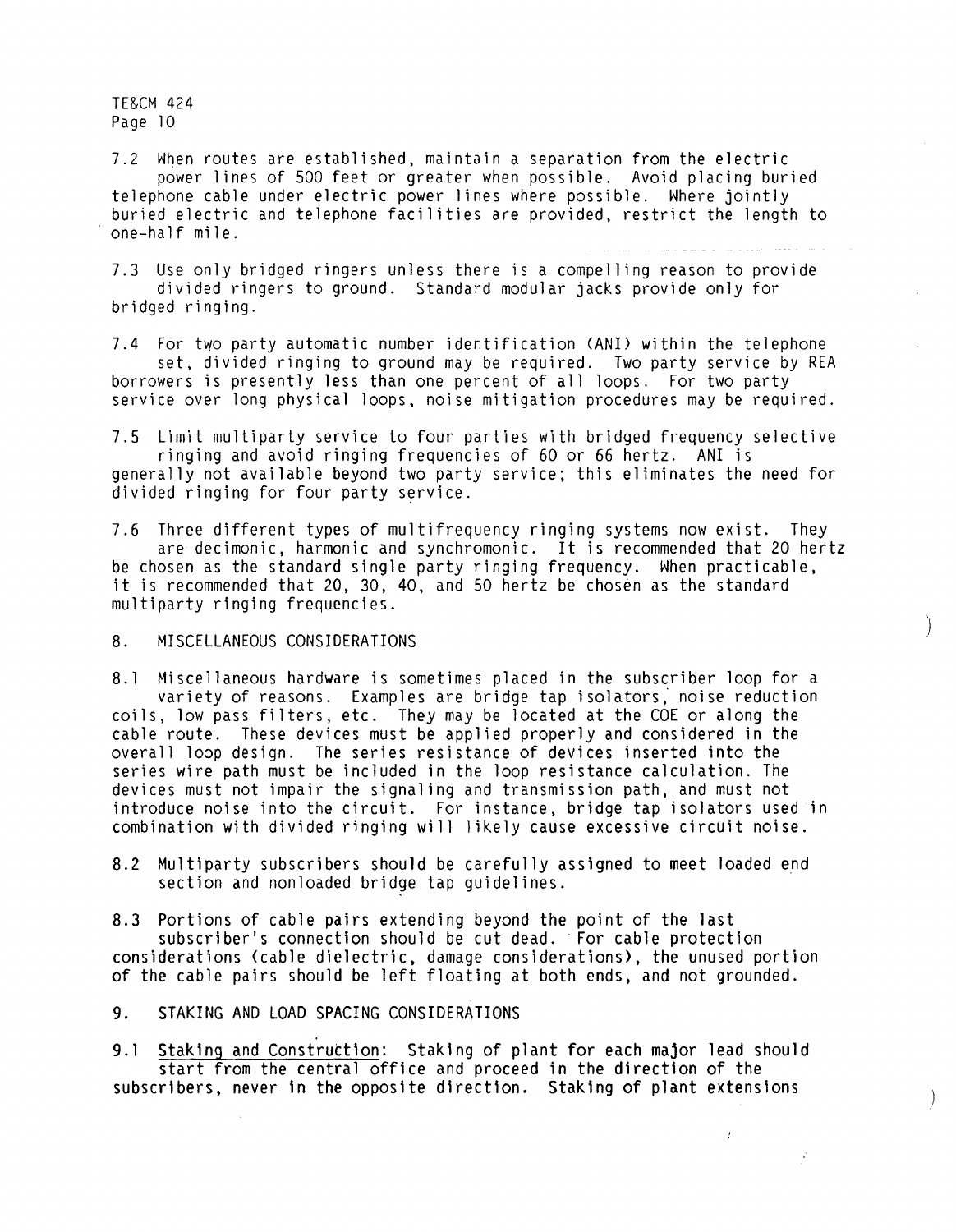7.2 When routes are established, maintain a separation from the electric power lines of 500 feet or greater when possible. Avoid placing buried telephone cable under electric power lines where possible. Where jointly buried electric and telephone facilities are provided, restrict the length to one-half mile.

7.3 Use only bridged ringers unless there is a compelling reason to provide divided ringers to ground. Standard modular jacks provide only for bridged ringing.

7.4 For two party automatic number identification (ANI) within the telephone set, divided ringing to ground may be required. Two party service by REA borrowers is presently less than one percent of all loops. For two party service over long physical loops, noise mitigation procedures may be required.

7.5 Limit multiparty service to four parties with bridged frequency selective ringing and avoid ringing frequencies of 60 or 66 hertz. ANI is generally not available beyond two party service; this eliminates the need for divided ringing for four party service.

7.6 Three different types of multifrequency ringing systems now exist. They are decimonic, harmonic and synchromonic. It is recommended that 20 hertz be chosen as the standard single party ringing frequency. When practicable, it is recommended that 20, 30, 40, and 50 hertz be chosen as the standard multiparty ringing frequencies.

## 8. MISCELLANEOUS CONSIDERATIONS

8.1 Miscellaneous hardware is sometimes placed in the subscriber loop for a variety of reasons. Examples are bridge tap isolators, noise reduction coils, low pass filters, etc. They may be located at the COE or along the cable route. These devices must be applied properly and considered in the overall loop design. The series resistance of devices inserted into the series wire path must be included in the loop resistance calculation. The devices must not impair the signaling and transmission path, and must not introduce noise into the circuit. For instance, bridge tap isolators used in combination with divided ringing will likely cause excessive circuit noise.

8.2 Multiparty subscribers should be carefully assigned to meet loaded end section and nonloaded bridge tap guidelines.

8.3 Portions of cable pairs extending beyond the point of the last subscriber's connection should be cut dead. For cable protection considerations (cable dielectric, damage considerations), the unused portion of the cable pairs should be left floating at both ends, and not grounded.

## 9. STAKING AND LOAD SPACING CONSIDERATIONS

9.1 Staking and Construction: Staking of plant for each major lead should start from the central office and proceed in the direction of the subscribers, never in the opposite direction. Staking of plant extensions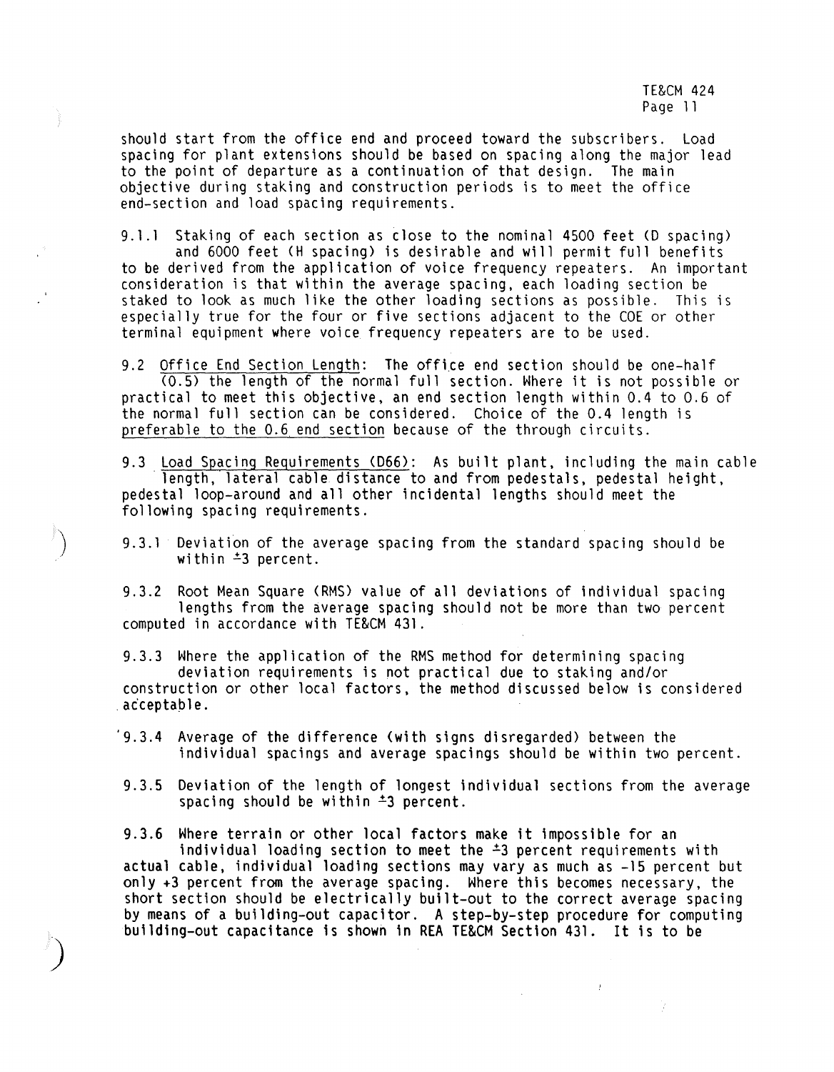should start from the office end and proceed toward the subscribers. Load spacing for plant extensions should be based on spacing along the major lead to the point of departure as a continuation of that design. The main objective during staking and construction periods is to meet the office end-section and load spacing requirements.

9.1.1 Staking of each section as close to the nominal 4500 feet (D spacing) and 6000 feet (H spacing) is desirable and will permit full benefits to be derived from the application of voice frequency repeaters. An important consideration is that within the average spacing, each loading section be staked to look as much like the other loading sections as possible. This is especially true for the four or five sections adjacent to the COE or other terminal equipment where voice frequency repeaters are to be used.

9.2 Office End Section Length: The office end section should be one-half (0.5) the length of the normal full section. Where it is not possible or practical to meet this objective, an end section length within 0.4 to 0.6 of the normal full section can be considered. Choice of the 0.4 length is preferable to the 0.6 end section because of the through circuits.

9.3 Load Spacing Requirements (D66): As built plant, including the main cable length, lateral cable distance to and from pedestals, pedestal height, pedestal loop-around and all other incidental lengths should meet the following spacing requirements.

9.3.1 Deviation of the average spacing from the standard spacing should be within ±3 percent.

9.3.2 Root Mean Square (RMS) value of all deviations of individual spacing lengths from the average spacing should not be more than two percent computed in accordance with TE&CM 431.

9.3.3 Where the application of the RMS method for determining spacing deviation requirements is not practical due to staking and/or construction or other local factors, the method discussed below is considered acceptable.

9.3.4 Average of the difference (with signs disregarded) between the individual spacings and average spacings should be within two percent.

9.3.5 Deviation of the length of longest individual sections from the average spacing should be within ±3 percent.

9.3.6 Where terrain or other local factors make it impossible for an individual loading section to meet the ±3 percent requirements with actual cable, individual loading sections may vary as much as -15 percent but only +3 percent from the average spacing. Where this becomes necessary, the short section should be electrically built-out to the correct average spacing by means of a building-out capacitor. A step-by-step procedure for computing building-out capacitance is shown in REA TE&CM Section 431. It is to be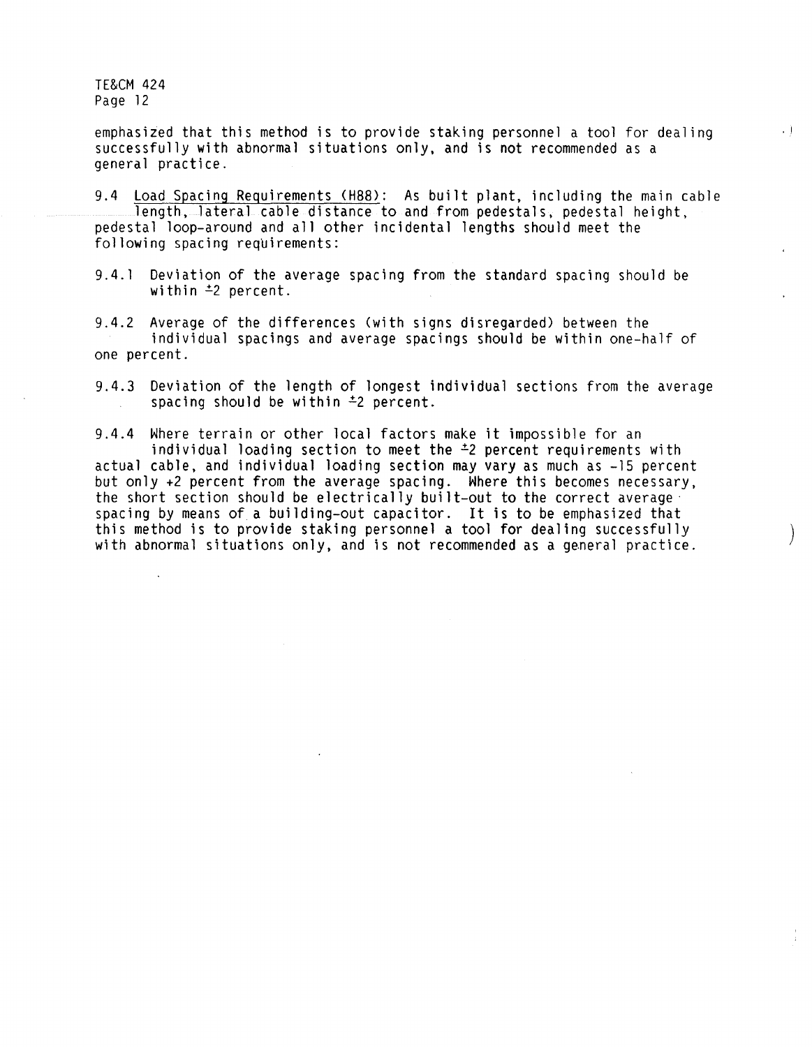emphasized that this method is to provide staking personnel a tool for dealing successfully with abnormal situations only, and is not recommended as a general practice.

9.4 Load Spacing Requirements (H88): As built plant, including the main cable length, lateral cable distance to and from pedestals, pedestal height, pedestal loop-around and all other incidental lengths should meet the following spacing requirements:

9.4.1 Deviation of the average spacing from the standard spacing should be within ±2 percent.

9.4.2 Average of the differences (with signs disregarded) between the individual spacings and average spacings should be within one-half of one percent.

9.4.3 Deviation of the length of longest individual sections from the average spacing should be within ±2 percent.

9.4.4 Where terrain or other local factors make it impossible for an individual loading section to meet the ±2 percent requirements with actual cable, and individual loading section may vary as much as -15 percent but only +2 percent from the average spacing. Where this becomes necessary, the short section should be electrically built-out to the correct average spacing by means of a building-out capacitor. It is to be emphasized that this method is to provide staking personnel a tool for dealing successfully with abnormal situations only, and is not recommended as a general practice.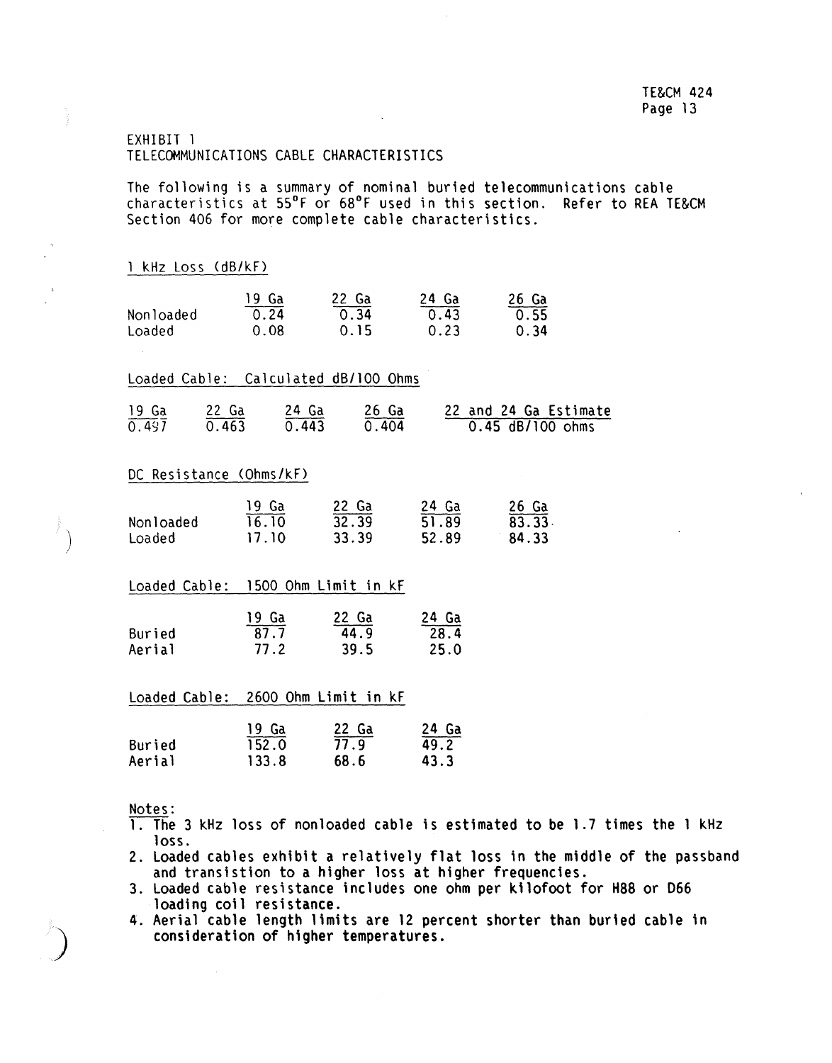## EXHIBIT 1
## TELECOMMUNICATIONS CABLE CHARACTERISTICS

The following is a summary of nominal buried telecommunications cable characteristics at 55°F or 68°F used in this section. Refer to REA TE&CM Section 406 for more complete cable characteristics.

### 1 kHz Loss (dB/kF)

| | 19 Ga | 22 Ga | 24 Ga | 26 Ga |
|---|---|---|---|---|
| Nonloaded | 0.24 | 0.34 | 0.43 | 0.55 |
| Loaded | 0.08 | 0.15 | 0.23 | 0.34 |

### Loaded Cable: Calculated dB/100 Ohms

| 19 Ga | 22 Ga | 24 Ga | 26 Ga | 22 and 24 Ga Estimate |
|---|---|---|---|---|
| 0.497 | 0.463 | 0.443 | 0.404 | 0.45 dB/100 ohms |

### DC Resistance (Ohms/kF)

| | 19 Ga | 22 Ga | 24 Ga | 26 Ga |
|---|---|---|---|---|
| Nonloaded | 16.10 | 32.39 | 51.89 | 83.33 |
| Loaded | 17.10 | 33.39 | 52.89 | 84.33 |

### Loaded Cable: 1500 Ohm Limit in kF

| | 19 Ga | 22 Ga | 24 Ga |
|---|---|---|---|
| Buried | 87.7 | 44.9 | 28.4 |
| Aerial | 77.2 | 39.5 | 25.0 |

### Loaded Cable: 2600 Ohm Limit in kF

| | 19 Ga | 22 Ga | 24 Ga |
|---|---|---|---|
| Buried | 152.0 | 77.9 | 49.2 |
| Aerial | 133.8 | 68.6 | 43.3 |

Notes:

1. The 3 kHz loss of nonloaded cable is estimated to be 1.7 times the 1 kHz loss.
2. Loaded cables exhibit a relatively flat loss in the middle of the passband and transistion to a higher loss at higher frequencies.
3. Loaded cable resistance includes one ohm per kilofoot for H88 or D66 loading coil resistance.
4. Aerial cable length limits are 12 percent shorter than buried cable in consideration of higher temperatures.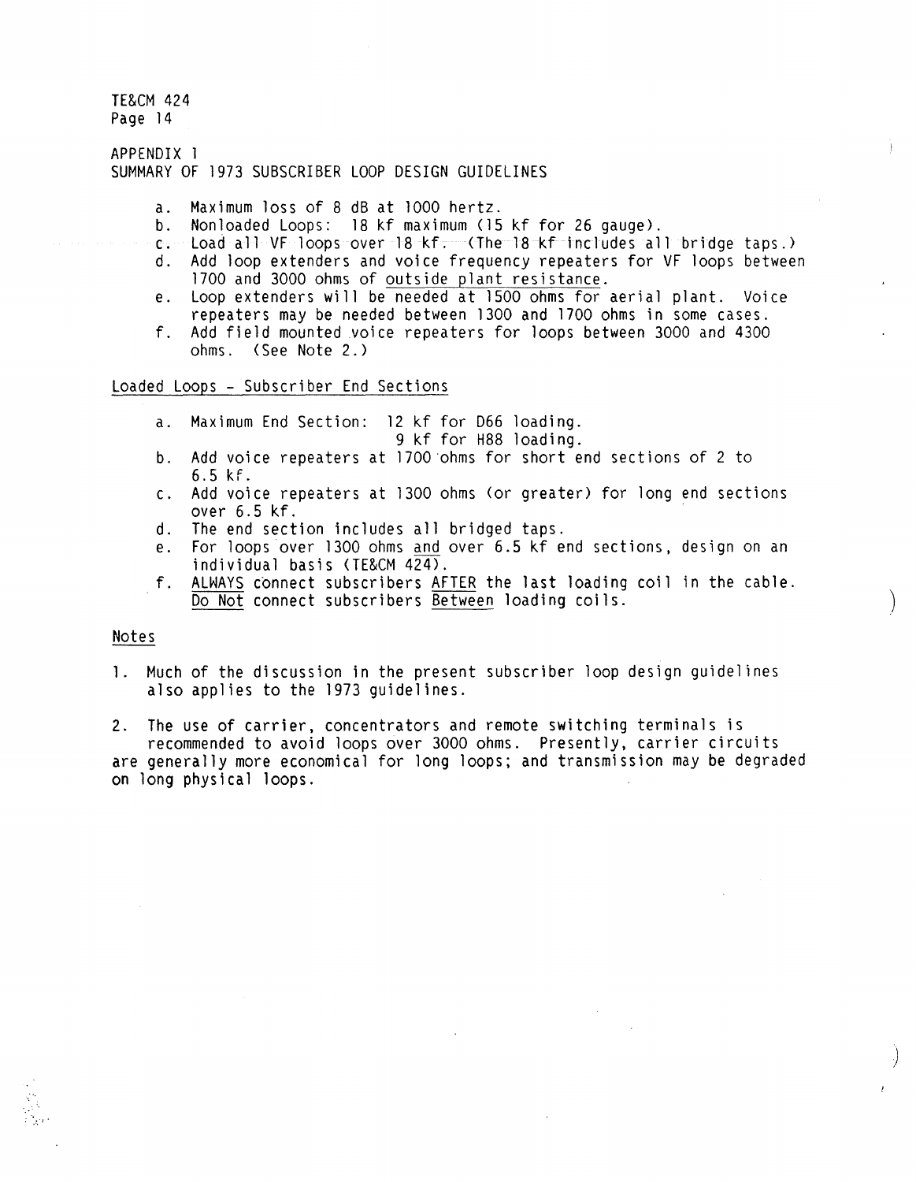APPENDIX 1

SUMMARY OF 1973 SUBSCRIBER LOOP DESIGN GUIDELINES

a. Maximum loss of 8 dB at 1000 hertz.
b. Nonloaded Loops: 18 kf maximum (15 kf for 26 gauge).
c. Load all VF loops over 18 kf. (The 18 kf includes all bridge taps.)
d. Add loop extenders and voice frequency repeaters for VF loops between 1700 and 3000 ohms of <u>outside plant resistance</u>.
e. Loop extenders will be needed at 1500 ohms for aerial plant. Voice repeaters may be needed between 1300 and 1700 ohms in some cases.
f. Add field mounted voice repeaters for loops between 3000 and 4300 ohms. (See Note 2.)

<u>Loaded Loops - Subscriber End Sections</u>

a. Maximum End Section: 12 kf for D66 loading.
   9 kf for H88 loading.
b. Add voice repeaters at 1700 ohms for short end sections of 2 to 6.5 kf.
c. Add voice repeaters at 1300 ohms (or greater) for long end sections over 6.5 kf.
d. The end section includes all bridged taps.
e. For loops over 1300 ohms <u>and</u> over 6.5 kf end sections, design on an individual basis (TE&CM 424).
f. <u>ALWAYS</u> connect subscribers <u>AFTER</u> the last loading coil in the cable. <u>Do Not</u> connect subscribers <u>Between</u> loading coils.

<u>Notes</u>

1. Much of the discussion in the present subscriber loop design guidelines also applies to the 1973 guidelines.

2. The use of carrier, concentrators and remote switching terminals is recommended to avoid loops over 3000 ohms. Presently, carrier circuits are generally more economical for long loops; and transmission may be degraded on long physical loops.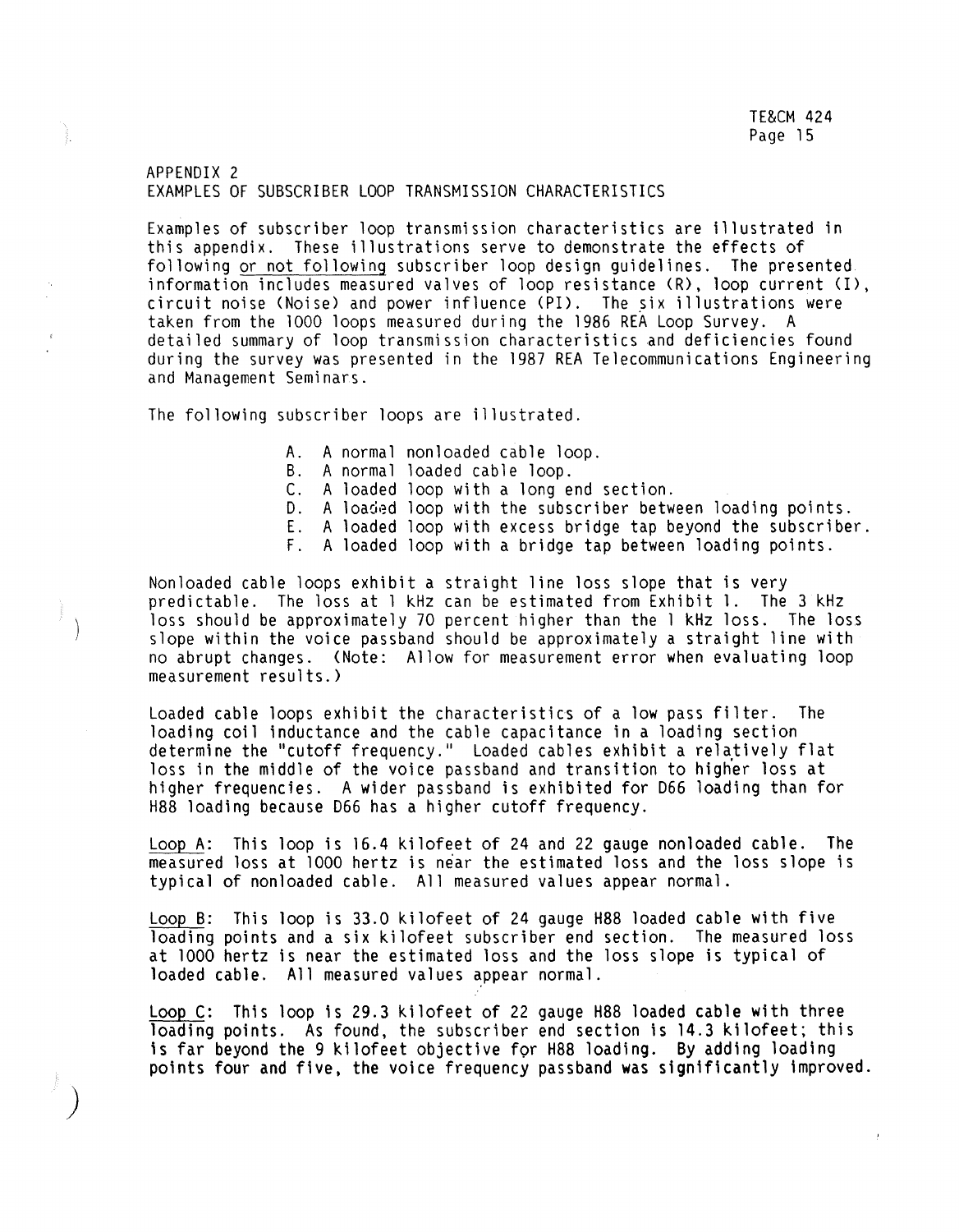## APPENDIX 2
## EXAMPLES OF SUBSCRIBER LOOP TRANSMISSION CHARACTERISTICS

Examples of subscriber loop transmission characteristics are illustrated in this appendix. These illustrations serve to demonstrate the effects of following <u>or not following</u> subscriber loop design guidelines. The presented information includes measured valves of loop resistance (R), loop current (I), circuit noise (Noise) and power influence (PI). The six illustrations were taken from the 1000 loops measured during the 1986 REA Loop Survey. A detailed summary of loop transmission characteristics and deficiencies found during the survey was presented in the 1987 REA Telecommunications Engineering and Management Seminars.

The following subscriber loops are illustrated.

A. A normal nonloaded cable loop.
B. A normal loaded cable loop.
C. A loaded loop with a long end section.
D. A loaded loop with the subscriber between loading points.
E. A loaded loop with excess bridge tap beyond the subscriber.
F. A loaded loop with a bridge tap between loading points.

Nonloaded cable loops exhibit a straight line loss slope that is very predictable. The loss at 1 kHz can be estimated from Exhibit 1. The 3 kHz loss should be approximately 70 percent higher than the 1 kHz loss. The loss slope within the voice passband should be approximately a straight line with no abrupt changes. (Note: Allow for measurement error when evaluating loop measurement results.)

Loaded cable loops exhibit the characteristics of a low pass filter. The loading coil inductance and the cable capacitance in a loading section determine the "cutoff frequency." Loaded cables exhibit a relatively flat loss in the middle of the voice passband and transition to higher loss at higher frequencies. A wider passband is exhibited for D66 loading than for H88 loading because D66 has a higher cutoff frequency.

<u>Loop A</u>: This loop is 16.4 kilofeet of 24 and 22 gauge nonloaded cable. The measured loss at 1000 hertz is near the estimated loss and the loss slope is typical of nonloaded cable. All measured values appear normal.

<u>Loop B</u>: This loop is 33.0 kilofeet of 24 gauge H88 loaded cable with five loading points and a six kilofeet subscriber end section. The measured loss at 1000 hertz is near the estimated loss and the loss slope is typical of loaded cable. All measured values appear normal.

<u>Loop C</u>: This loop is 29.3 kilofeet of 22 gauge H88 loaded cable with three loading points. As found, the subscriber end section is 14.3 kilofeet; this is far beyond the 9 kilofeet objective for H88 loading. By adding loading points four and five, the voice frequency passband was significantly improved.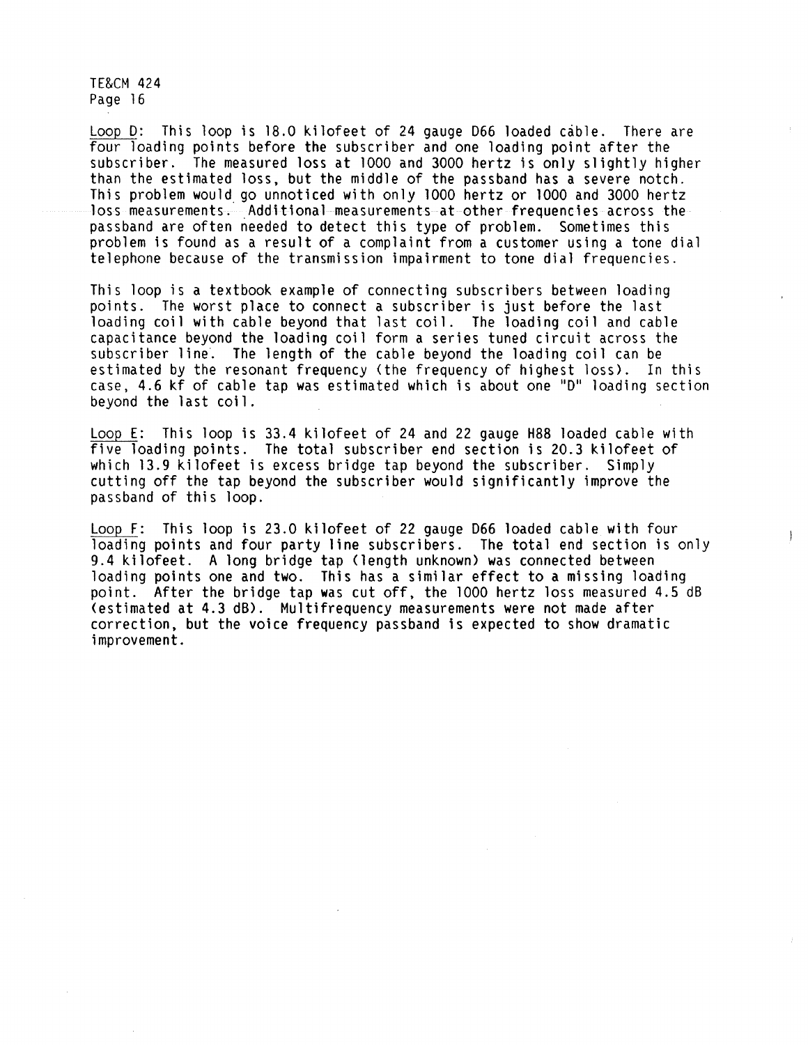Loop D: This loop is 18.0 kilofeet of 24 gauge D66 loaded cable. There are four loading points before the subscriber and one loading point after the subscriber. The measured loss at 1000 and 3000 hertz is only slightly higher than the estimated loss, but the middle of the passband has a severe notch. This problem would go unnoticed with only 1000 hertz or 1000 and 3000 hertz loss measurements. Additional measurements at other frequencies across the passband are often needed to detect this type of problem. Sometimes this problem is found as a result of a complaint from a customer using a tone dial telephone because of the transmission impairment to tone dial frequencies.

This loop is a textbook example of connecting subscribers between loading points. The worst place to connect a subscriber is just before the last loading coil with cable beyond that last coil. The loading coil and cable capacitance beyond the loading coil form a series tuned circuit across the subscriber line. The length of the cable beyond the loading coil can be estimated by the resonant frequency (the frequency of highest loss). In this case, 4.6 kf of cable tap was estimated which is about one "D" loading section beyond the last coil.

Loop E: This loop is 33.4 kilofeet of 24 and 22 gauge H88 loaded cable with five loading points. The total subscriber end section is 20.3 kilofeet of which 13.9 kilofeet is excess bridge tap beyond the subscriber. Simply cutting off the tap beyond the subscriber would significantly improve the passband of this loop.

Loop F: This loop is 23.0 kilofeet of 22 gauge D66 loaded cable with four loading points and four party line subscribers. The total end section is only 9.4 kilofeet. A long bridge tap (length unknown) was connected between loading points one and two. This has a similar effect to a missing loading point. After the bridge tap was cut off, the 1000 hertz loss measured 4.5 dB (estimated at 4.3 dB). Multifrequency measurements were not made after correction, but the voice frequency passband is expected to show dramatic improvement.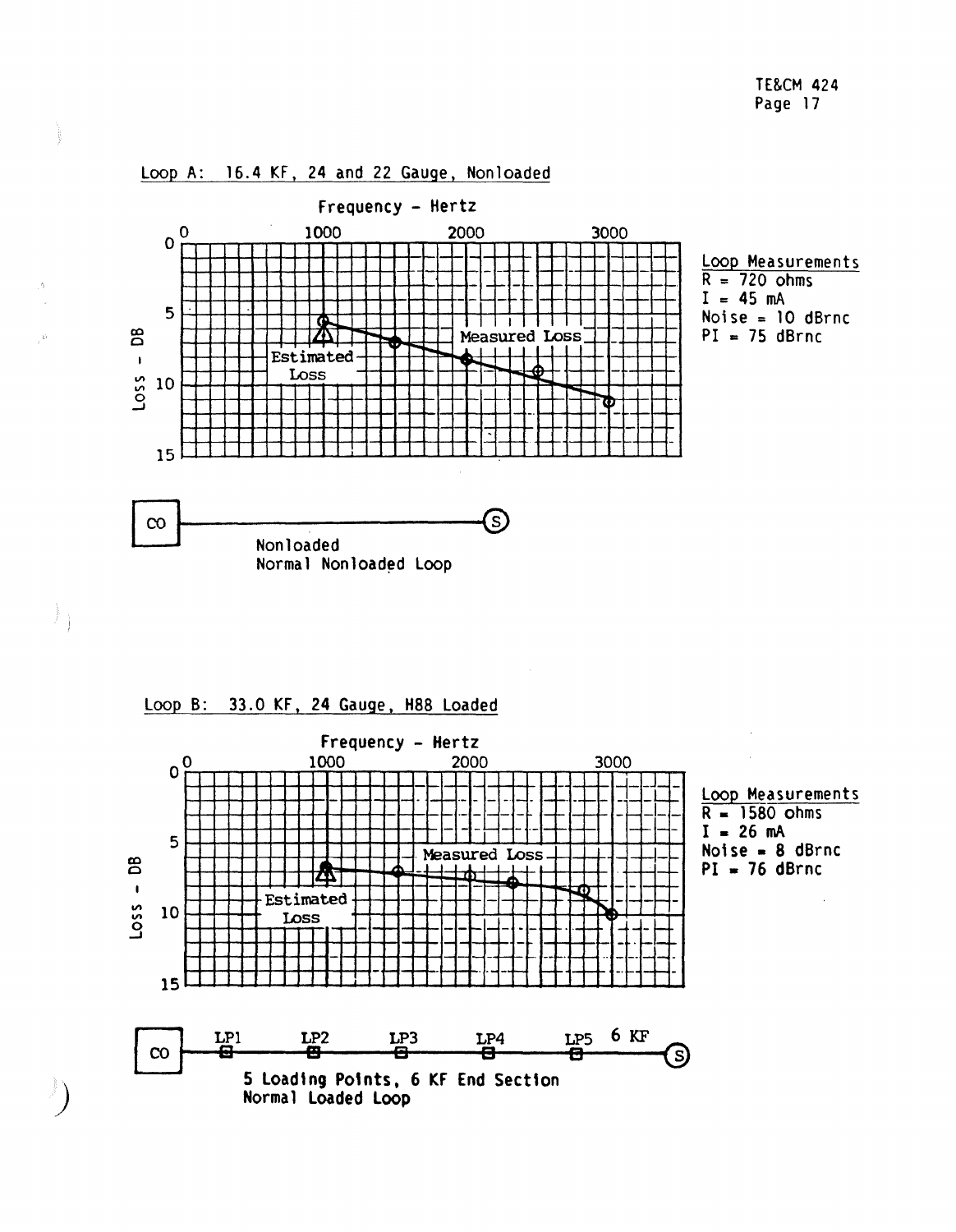Loop A: 16.4 KF, 24 and 22 Gauge, Nonloaded

Frequency - Hertz

Loss - DB

Estimated Loss

Measured Loss

**Loop Measurements**
R = 720 ohms
I = 45 mA
Noise = 10 dBrnc
PI = 75 dBrnc

CO — S

Nonloaded
Normal Nonloaded Loop

Loop B: 33.0 KF, 24 Gauge, H88 Loaded

Frequency - Hertz

Loss - DB

Estimated Loss

Measured Loss

**Loop Measurements**
R = 1580 ohms
I = 26 mA
Noise = 8 dBrnc
PI = 76 dBrnc

CO — LP1 — LP2 — LP3 — LP4 — LP5 — 6 KF — S

5 Loading Points, 6 KF End Section
Normal Loaded Loop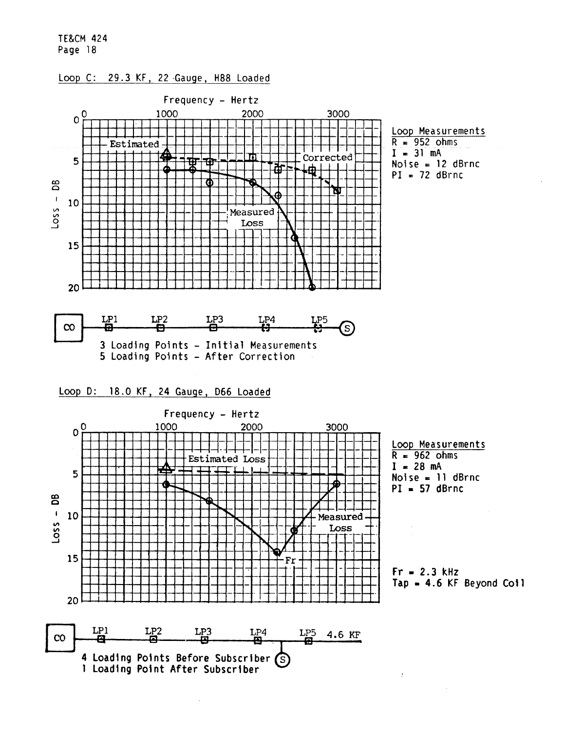Loop C: 29.3 KF, 22 Gauge, H88 Loaded

Frequency - Hertz

Loss - DB

Estimated

Corrected

Measured Loss

**Loop Measurements**
R = 952 ohms
I = 31 mA
Noise = 12 dBrnc
PI = 72 dBrnc

CO — LP1 — LP2 — LP3 — LP4 — LP5 — S

3 Loading Points - Initial Measurements
5 Loading Points - After Correction

Loop D: 18.0 KF, 24 Gauge, D66 Loaded

Frequency - Hertz

Loss - DB

Estimated Loss

Measured Loss

Fr

**Loop Measurements**
R = 962 ohms
I = 28 mA
Noise = 11 dBrnc
PI = 57 dBrnc

Fr = 2.3 kHz
Tap = 4.6 KF Beyond Coil

CO — LP1 — LP2 — LP3 — LP4 — S — LP5 — 4.6 KF

4 Loading Points Before Subscriber
1 Loading Point After Subscriber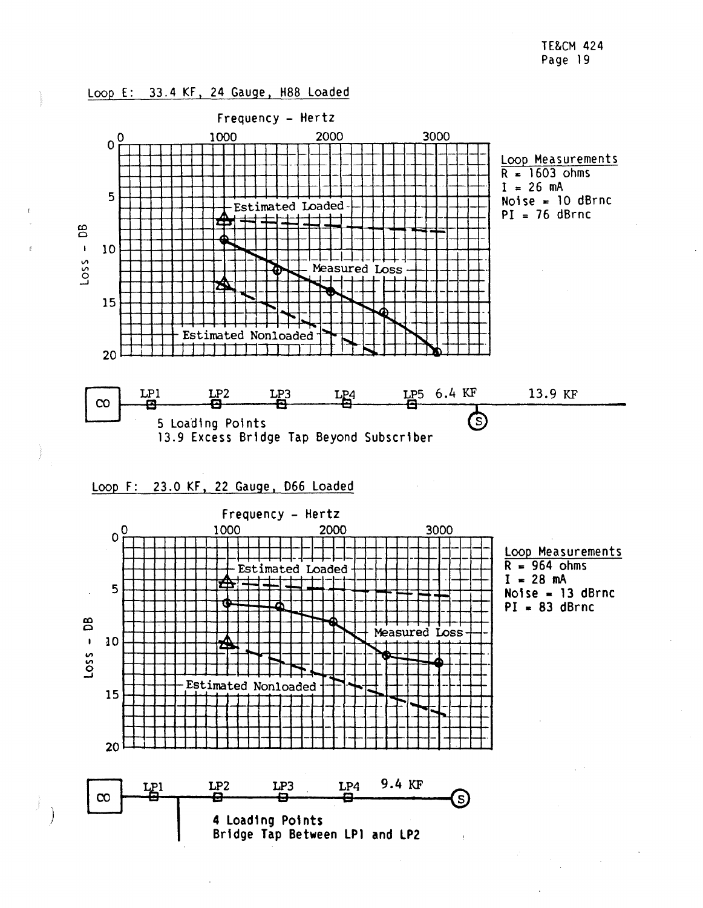Loop E: 33.4 KF, 24 Gauge, H88 Loaded

Frequency - Hertz

0 1000 2000 3000

0 5 10 15 20

Loss - DB

Estimated Loaded

Measured Loss

Estimated Nonloaded

Loop Measurements
R = 1603 ohms
I = 26 mA
Noise = 10 dBrnc
PI = 76 dBrnc

CO LP1 LP2 LP3 LP4 LP5 6.4 KF 13.9 KF S

5 Loading Points
13.9 Excess Bridge Tap Beyond Subscriber

Loop F: 23.0 KF, 22 Gauge, D66 Loaded

Frequency - Hertz

0 1000 2000 3000

0 5 10 15 20

Loss - DB

Estimated Loaded

Measured Loss

Estimated Nonloaded

Loop Measurements
R = 964 ohms
I = 28 mA
Noise = 13 dBrnc
PI = 83 dBrnc

CO LP1 LP2 LP3 LP4 9.4 KF S

4 Loading Points
Bridge Tap Between LP1 and LP2